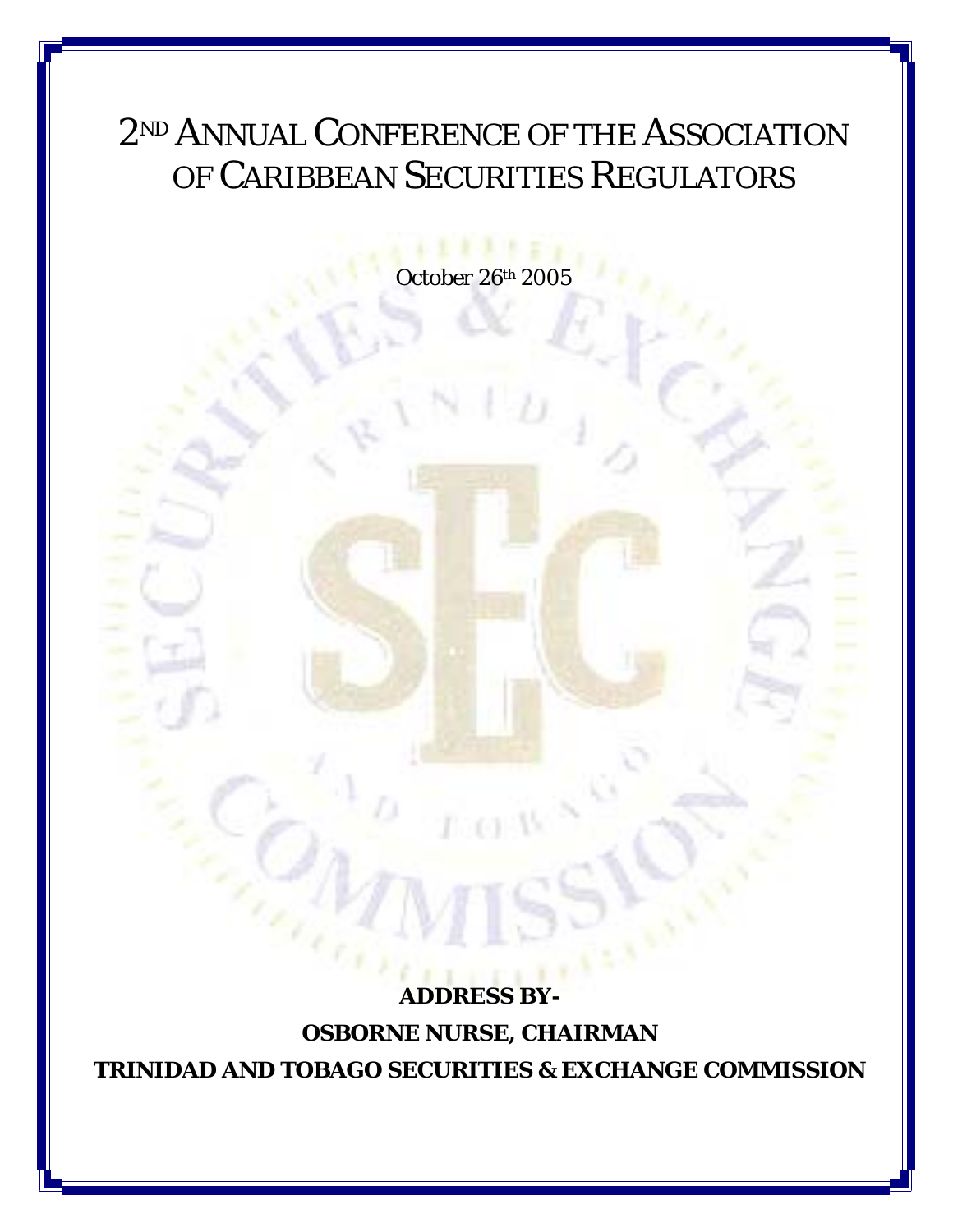# 2ND ANNUAL CONFERENCE OF THE ASSOCIATION OF CARIBBEAN SECURITIES REGULATORS

October 26th 2005

**ADDRESS BY-**

**OSBORNE NURSE, CHAIRMAN**

**TRINIDAD AND TOBAGO SECURITIES & EXCHANGE COMMISSION**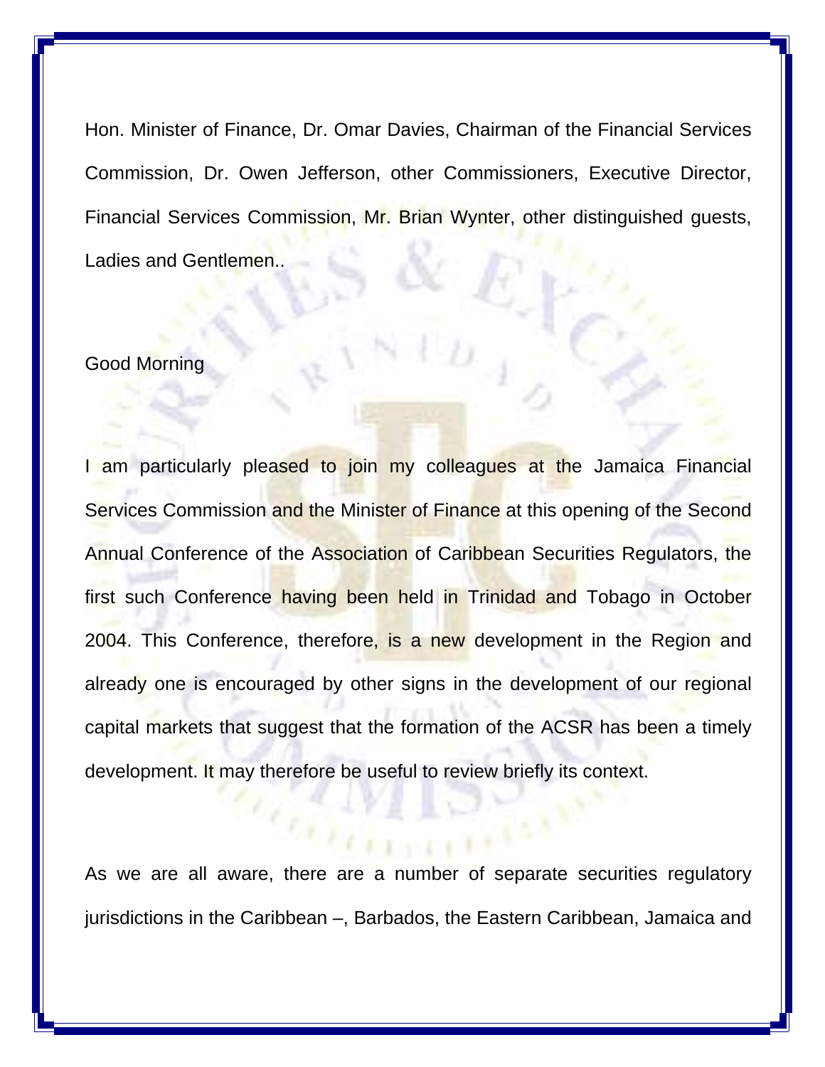Hon. Minister of Finance, Dr. Omar Davies, Chairman of the Financial Services Commission, Dr. Owen Jefferson, other Commissioners, Executive Director, Financial Services Commission, Mr. Brian Wynter, other distinguished guests, Ladies and Gentlemen..

Good Morning

I am particularly pleased to join my colleagues at the Jamaica Financial Services Commission and the Minister of Finance at this opening of the Second Annual Conference of the Association of Caribbean Securities Regulators, the first such Conference having been held in Trinidad and Tobago in October 2004. This Conference, therefore, is a new development in the Region and already one is encouraged by other signs in the development of our regional capital markets that suggest that the formation of the ACSR has been a timely development. It may therefore be useful to review briefly its context.

As we are all aware, there are a number of separate securities regulatory jurisdictions in the Caribbean –, Barbados, the Eastern Caribbean, Jamaica and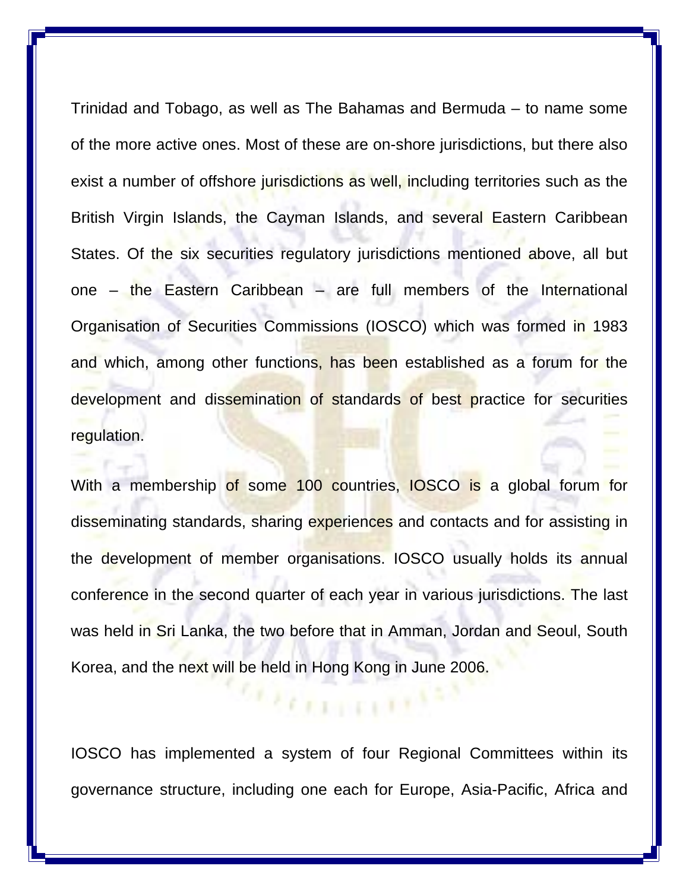Trinidad and Tobago, as well as The Bahamas and Bermuda – to name some of the more active ones. Most of these are on-shore jurisdictions, but there also exist a number of offshore jurisdictions as well, including territories such as the British Virgin Islands, the Cayman Islands, and several Eastern Caribbean States. Of the six securities regulatory jurisdictions mentioned above, all but one – the Eastern Caribbean – are full members of the International Organisation of Securities Commissions (IOSCO) which was formed in 1983 and which, among other functions, has been established as a forum for the development and dissemination of standards of best practice for securities regulation.

With a membership of some 100 countries, IOSCO is a global forum for disseminating standards, sharing experiences and contacts and for assisting in the development of member organisations. IOSCO usually holds its annual conference in the second quarter of each year in various jurisdictions. The last was held in Sri Lanka, the two before that in Amman, Jordan and Seoul, South Korea, and the next will be held in Hong Kong in June 2006.

IOSCO has implemented a system of four Regional Committees within its governance structure, including one each for Europe, Asia-Pacific, Africa and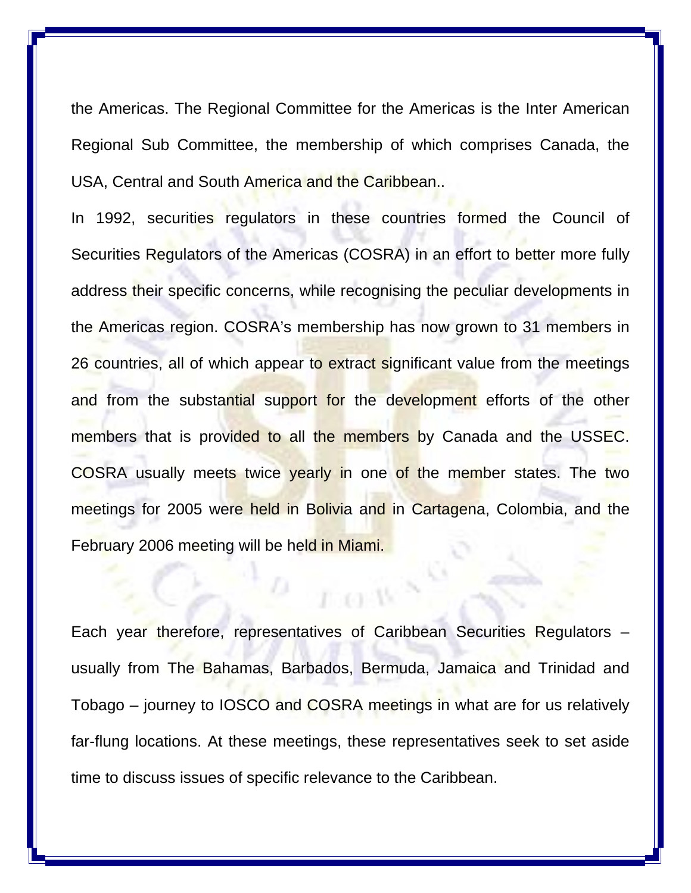the Americas. The Regional Committee for the Americas is the Inter American Regional Sub Committee, the membership of which comprises Canada, the USA, Central and South America and the Caribbean..

In 1992, securities regulators in these countries formed the Council of Securities Regulators of the Americas (COSRA) in an effort to better more fully address their specific concerns, while recognising the peculiar developments in the Americas region. COSRA's membership has now grown to 31 members in 26 countries, all of which appear to extract significant value from the meetings and from the substantial support for the development efforts of the other members that is provided to all the members by Canada and the USSEC. COSRA usually meets twice yearly in one of the member states. The two meetings for 2005 were held in Bolivia and in Cartagena, Colombia, and the February 2006 meeting will be held in Miami.

Each year therefore, representatives of Caribbean Securities Regulators – usually from The Bahamas, Barbados, Bermuda, Jamaica and Trinidad and Tobago – journey to IOSCO and COSRA meetings in what are for us relatively far-flung locations. At these meetings, these representatives seek to set aside time to discuss issues of specific relevance to the Caribbean.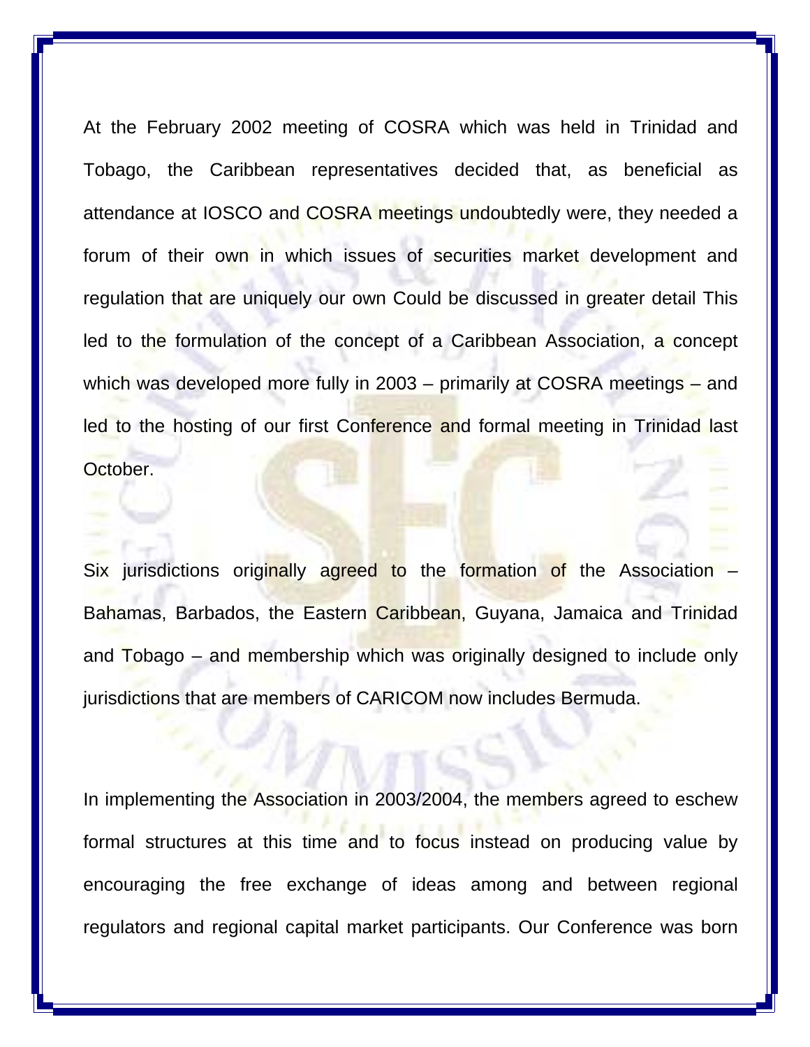At the February 2002 meeting of COSRA which was held in Trinidad and Tobago, the Caribbean representatives decided that, as beneficial as attendance at IOSCO and COSRA meetings undoubtedly were, they needed a forum of their own in which issues of securities market development and regulation that are uniquely our own Could be discussed in greater detail This led to the formulation of the concept of a Caribbean Association, a concept which was developed more fully in 2003 – primarily at COSRA meetings – and led to the hosting of our first Conference and formal meeting in Trinidad last October.

Six jurisdictions originally agreed to the formation of the Association – Bahamas, Barbados, the Eastern Caribbean, Guyana, Jamaica and Trinidad and Tobago – and membership which was originally designed to include only jurisdictions that are members of CARICOM now includes Bermuda.

In implementing the Association in 2003/2004, the members agreed to eschew formal structures at this time and to focus instead on producing value by encouraging the free exchange of ideas among and between regional regulators and regional capital market participants. Our Conference was born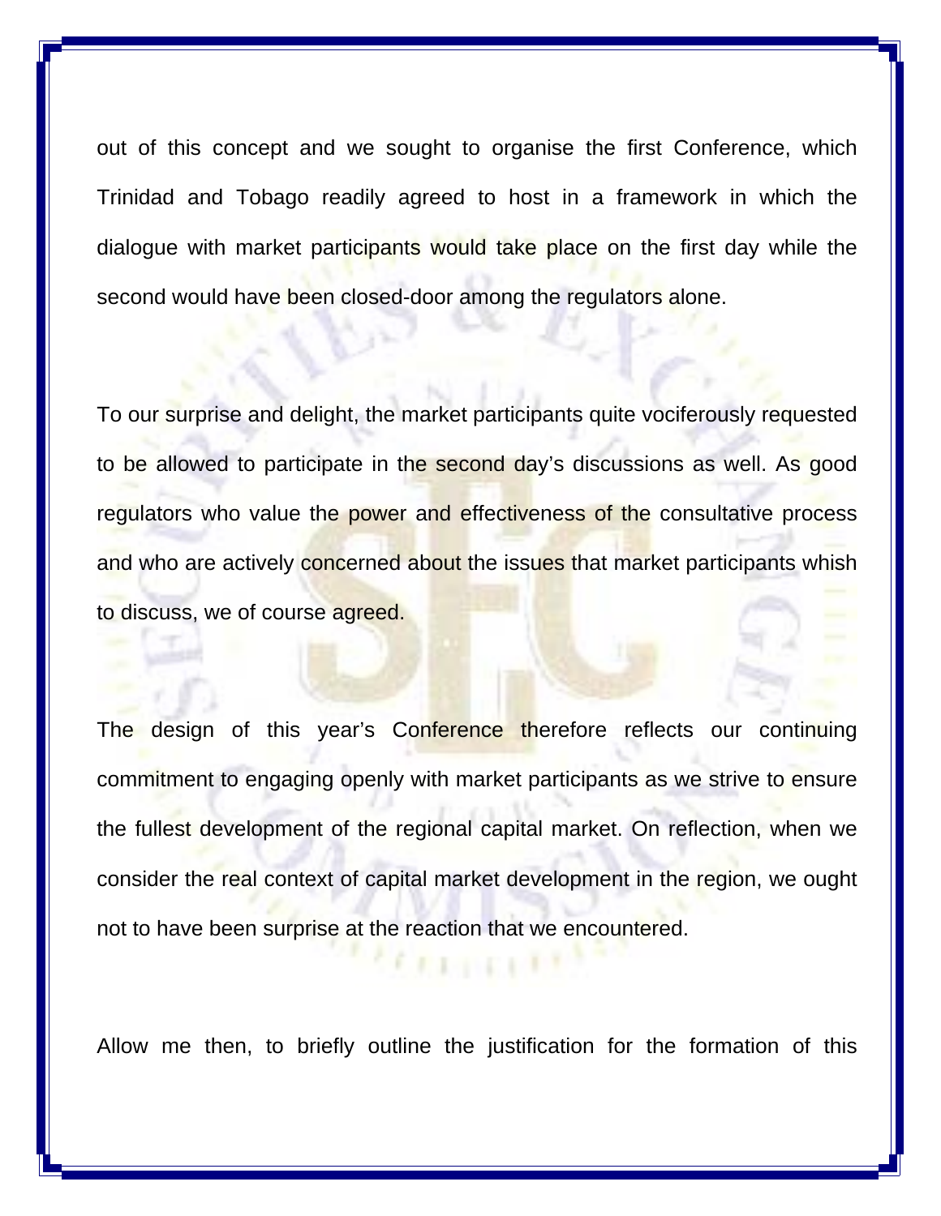out of this concept and we sought to organise the first Conference, which Trinidad and Tobago readily agreed to host in a framework in which the dialogue with market participants would take place on the first day while the second would have been closed-door among the regulators alone.

To our surprise and delight, the market participants quite vociferously requested to be allowed to participate in the second day's discussions as well. As good regulators who value the power and effectiveness of the consultative process and who are actively concerned about the issues that market participants whish to discuss, we of course agreed.

The design of this year's Conference therefore reflects our continuing commitment to engaging openly with market participants as we strive to ensure the fullest development of the regional capital market. On reflection, when we consider the real context of capital market development in the region, we ought not to have been surprise at the reaction that we encountered.

Allow me then, to briefly outline the justification for the formation of this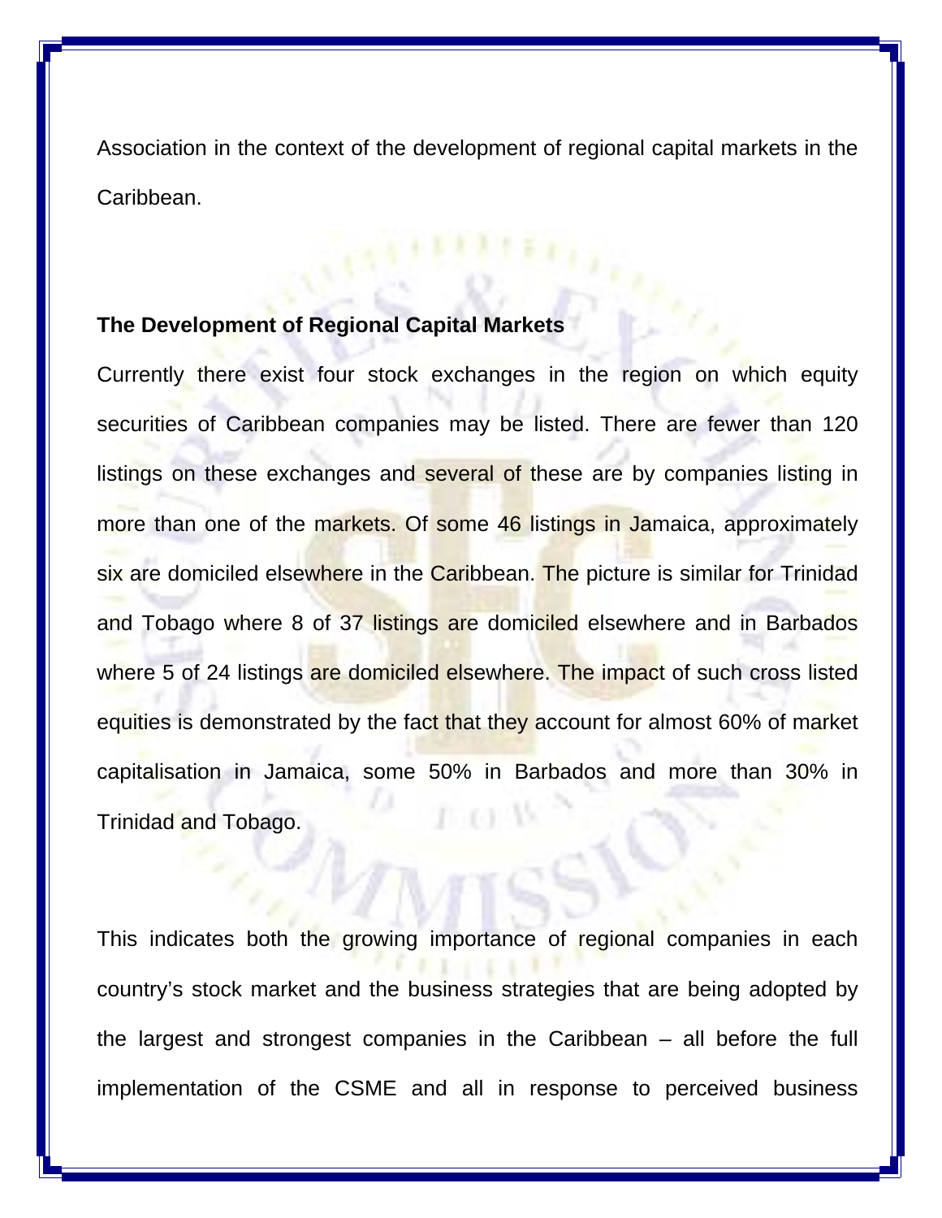Association in the context of the development of regional capital markets in the Caribbean.

**The Development of Regional Capital Markets**

Currently there exist four stock exchanges in the region on which equity securities of Caribbean companies may be listed. There are fewer than 120 listings on these exchanges and several of these are by companies listing in more than one of the markets. Of some 46 listings in Jamaica, approximately six are domiciled elsewhere in the Caribbean. The picture is similar for Trinidad and Tobago where 8 of 37 listings are domiciled elsewhere and in Barbados where 5 of 24 listings are domiciled elsewhere. The impact of such cross listed equities is demonstrated by the fact that they account for almost 60% of market capitalisation in Jamaica, some 50% in Barbados and more than 30% in Trinidad and Tobago.

This indicates both the growing importance of regional companies in each country's stock market and the business strategies that are being adopted by the largest and strongest companies in the Caribbean – all before the full implementation of the CSME and all in response to perceived business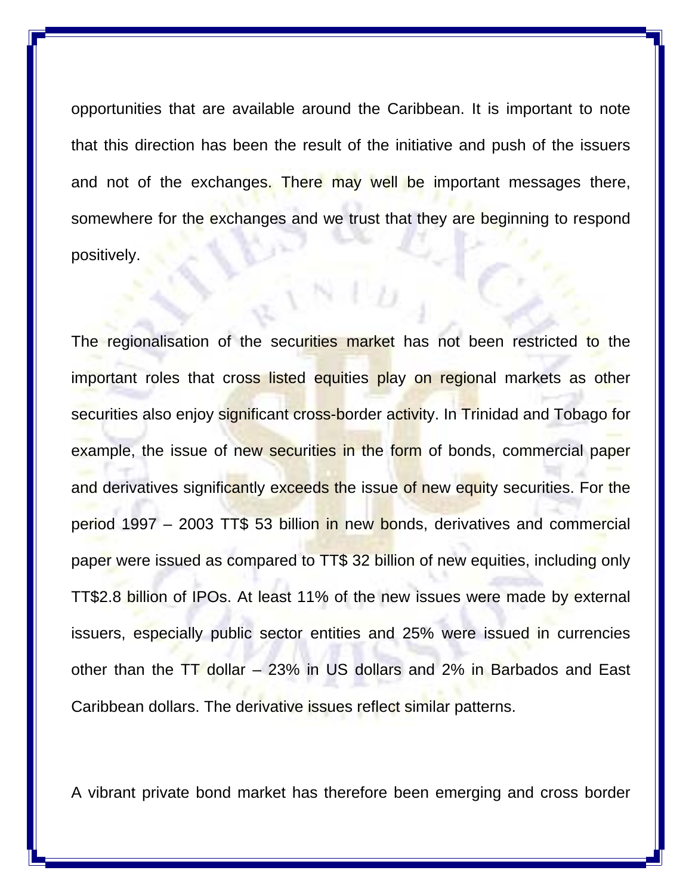opportunities that are available around the Caribbean. It is important to note that this direction has been the result of the initiative and push of the issuers and not of the exchanges. There may well be important messages there, somewhere for the exchanges and we trust that they are beginning to respond positively.

The regionalisation of the securities market has not been restricted to the important roles that cross listed equities play on regional markets as other securities also enjoy significant cross-border activity. In Trinidad and Tobago for example, the issue of new securities in the form of bonds, commercial paper and derivatives significantly exceeds the issue of new equity securities. For the period 1997 – 2003 TT$ 53 billion in new bonds, derivatives and commercial paper were issued as compared to TT$ 32 billion of new equities, including only TT$2.8 billion of IPOs. At least 11% of the new issues were made by external issuers, especially public sector entities and 25% were issued in currencies other than the TT dollar – 23% in US dollars and 2% in Barbados and East Caribbean dollars. The derivative issues reflect similar patterns.

A vibrant private bond market has therefore been emerging and cross border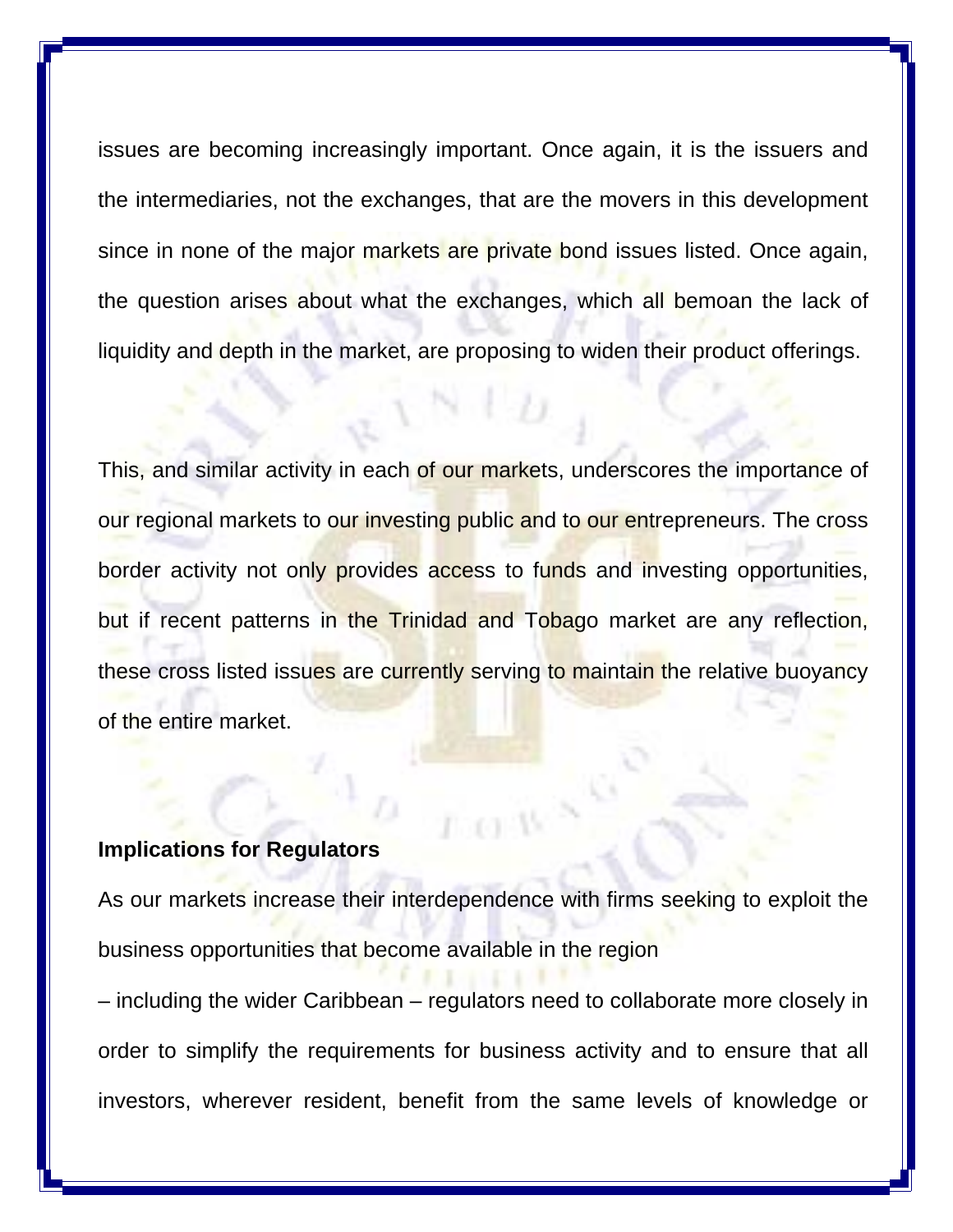issues are becoming increasingly important. Once again, it is the issuers and the intermediaries, not the exchanges, that are the movers in this development since in none of the major markets are private bond issues listed. Once again, the question arises about what the exchanges, which all bemoan the lack of liquidity and depth in the market, are proposing to widen their product offerings.

This, and similar activity in each of our markets, underscores the importance of our regional markets to our investing public and to our entrepreneurs. The cross border activity not only provides access to funds and investing opportunities, but if recent patterns in the Trinidad and Tobago market are any reflection, these cross listed issues are currently serving to maintain the relative buoyancy of the entire market.

**Implications for Regulators**

As our markets increase their interdependence with firms seeking to exploit the business opportunities that become available in the region – including the wider Caribbean – regulators need to collaborate more closely in order to simplify the requirements for business activity and to ensure that all investors, wherever resident, benefit from the same levels of knowledge or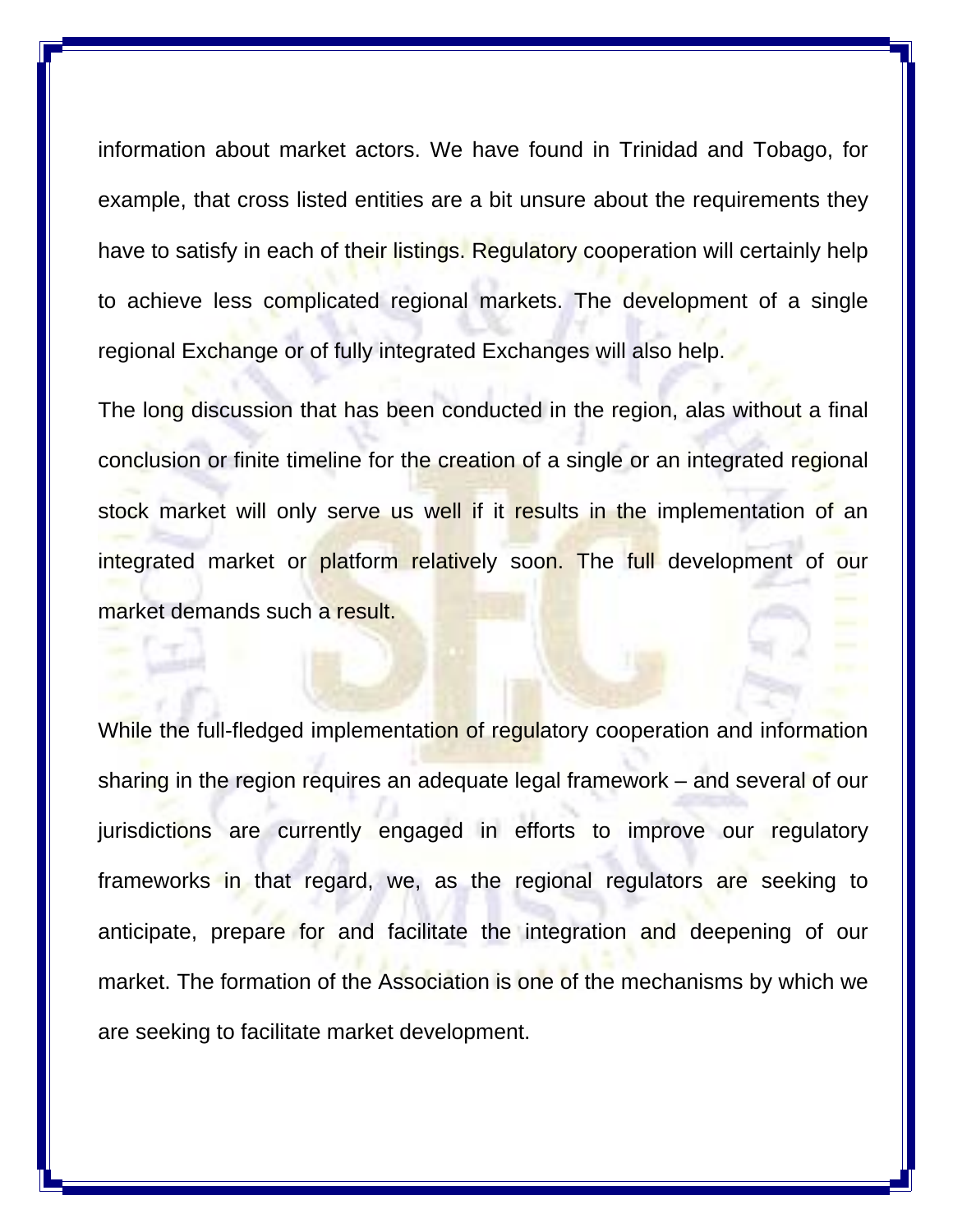information about market actors. We have found in Trinidad and Tobago, for example, that cross listed entities are a bit unsure about the requirements they have to satisfy in each of their listings. Regulatory cooperation will certainly help to achieve less complicated regional markets. The development of a single regional Exchange or of fully integrated Exchanges will also help.

The long discussion that has been conducted in the region, alas without a final conclusion or finite timeline for the creation of a single or an integrated regional stock market will only serve us well if it results in the implementation of an integrated market or platform relatively soon. The full development of our market demands such a result.

While the full-fledged implementation of regulatory cooperation and information sharing in the region requires an adequate legal framework – and several of our jurisdictions are currently engaged in efforts to improve our regulatory frameworks in that regard, we, as the regional regulators are seeking to anticipate, prepare for and facilitate the integration and deepening of our market. The formation of the Association is one of the mechanisms by which we are seeking to facilitate market development.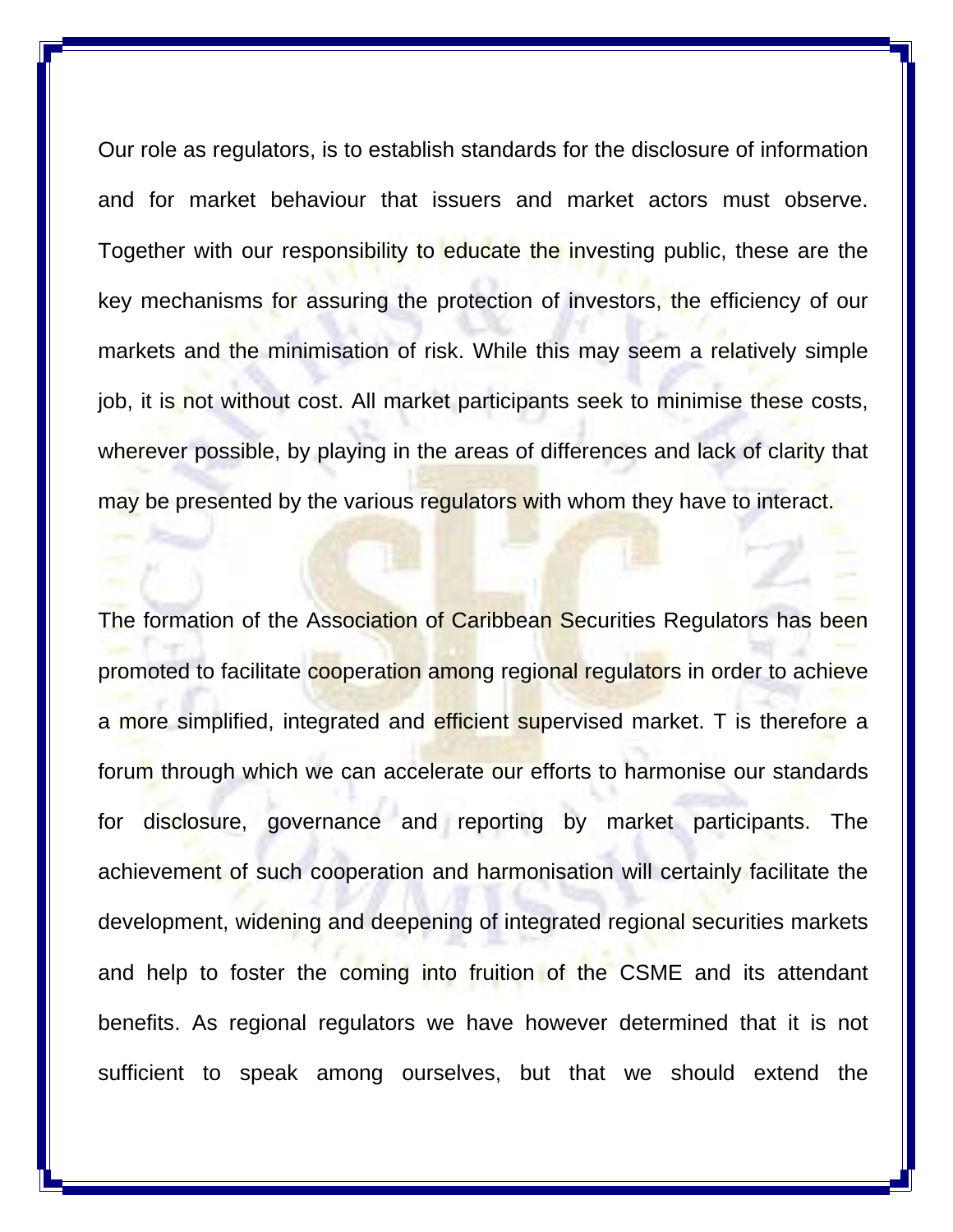Our role as regulators, is to establish standards for the disclosure of information and for market behaviour that issuers and market actors must observe. Together with our responsibility to educate the investing public, these are the key mechanisms for assuring the protection of investors, the efficiency of our markets and the minimisation of risk. While this may seem a relatively simple job, it is not without cost. All market participants seek to minimise these costs, wherever possible, by playing in the areas of differences and lack of clarity that may be presented by the various regulators with whom they have to interact.

The formation of the Association of Caribbean Securities Regulators has been promoted to facilitate cooperation among regional regulators in order to achieve a more simplified, integrated and efficient supervised market. T is therefore a forum through which we can accelerate our efforts to harmonise our standards for disclosure, governance and reporting by market participants. The achievement of such cooperation and harmonisation will certainly facilitate the development, widening and deepening of integrated regional securities markets and help to foster the coming into fruition of the CSME and its attendant benefits. As regional regulators we have however determined that it is not sufficient to speak among ourselves, but that we should extend the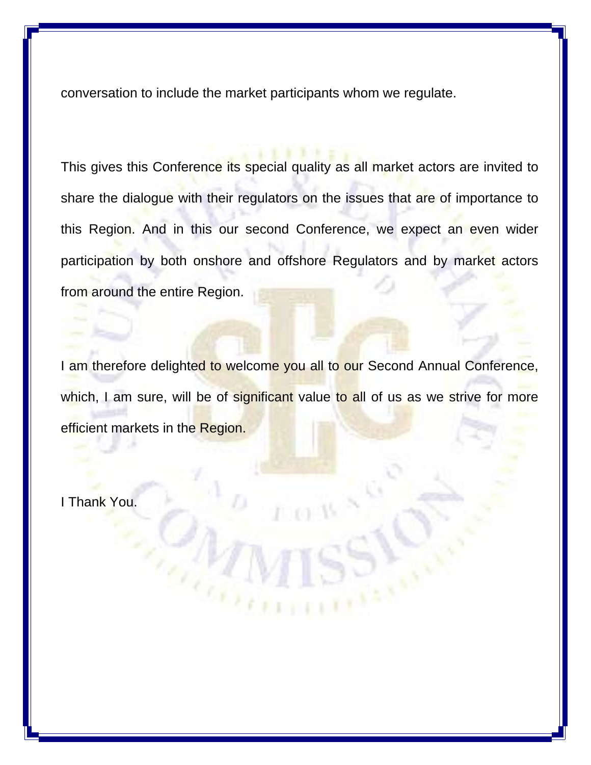conversation to include the market participants whom we regulate.

This gives this Conference its special quality as all market actors are invited to share the dialogue with their regulators on the issues that are of importance to this Region. And in this our second Conference, we expect an even wider participation by both onshore and offshore Regulators and by market actors from around the entire Region.

I am therefore delighted to welcome you all to our Second Annual Conference, which, I am sure, will be of significant value to all of us as we strive for more efficient markets in the Region.

I Thank You.